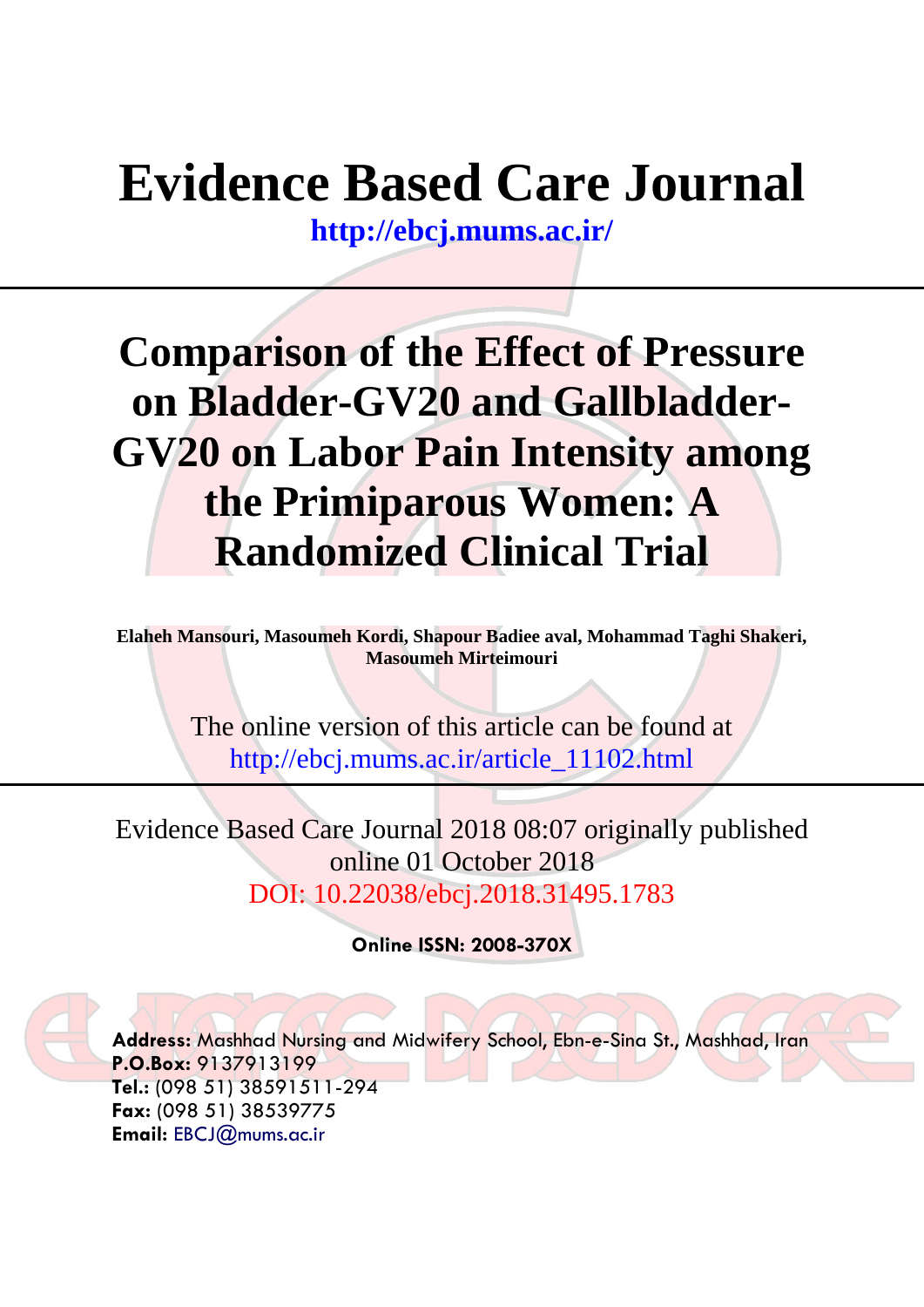# Evidence Based Care Journal

**http://ebcj.mums.ac.ir/**

# Comparison of the Effect of Pressure on Bladder-GV20 and Gallbladder-GV20 on Labor Pain Intensity among the Primiparous Women: A Randomized Clinical Trial

**Elaheh Mansouri, Masoumeh Kordi, Shapour Badiee aval, Mohammad Taghi Shakeri, Masoumeh Mirteimouri**

The online version of this article can be found at
http://ebcj.mums.ac.ir/article_11102.html

Evidence Based Care Journal 2018 08:07 originally published online 01 October 2018
DOI: 10.22038/ebcj.2018.31495.1783

**Online ISSN: 2008-370X**

**Address:** Mashhad Nursing and Midwifery School, Ebn-e-Sina St., Mashhad, Iran
**P.O.Box:** 9137913199
**Tel.:** (098 51) 38591511-294
**Fax:** (098 51) 38539775
**Email:** EBCJ@mums.ac.ir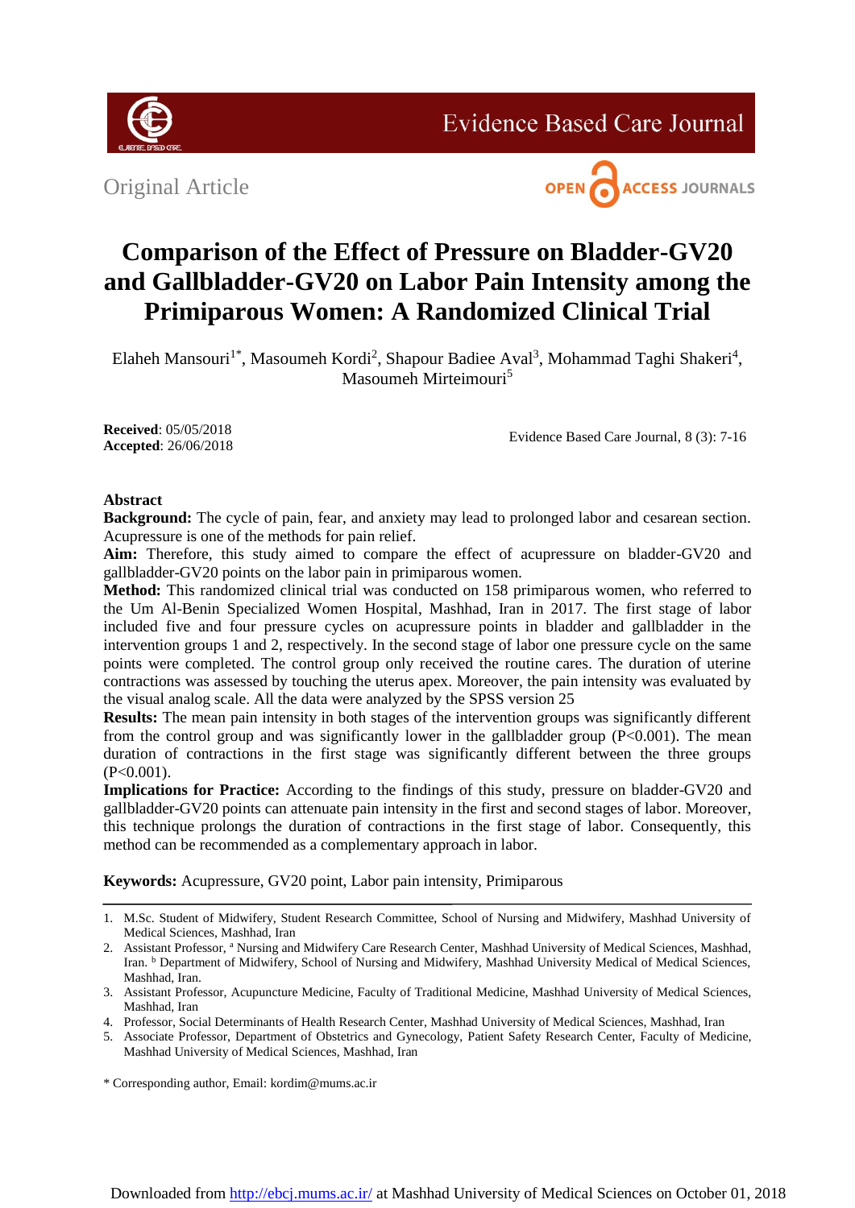Original Article

# Comparison of the Effect of Pressure on Bladder-GV20 and Gallbladder-GV20 on Labor Pain Intensity among the Primiparous Women: A Randomized Clinical Trial

Elaheh Mansouri[1*], Masoumeh Kordi[2], Shapour Badiee Aval[3], Mohammad Taghi Shakeri[4], Masoumeh Mirteimouri[5]

**Received**: 05/05/2018
**Accepted**: 26/06/2018

## Abstract

**Background:** The cycle of pain, fear, and anxiety may lead to prolonged labor and cesarean section. Acupressure is one of the methods for pain relief.

**Aim:** Therefore, this study aimed to compare the effect of acupressure on bladder-GV20 and gallbladder-GV20 points on the labor pain in primiparous women.

**Method:** This randomized clinical trial was conducted on 158 primiparous women, who referred to the Um Al-Benin Specialized Women Hospital, Mashhad, Iran in 2017. The first stage of labor included five and four pressure cycles on acupressure points in bladder and gallbladder in the intervention groups 1 and 2, respectively. In the second stage of labor one pressure cycle on the same points were completed. The control group only received the routine cares. The duration of uterine contractions was assessed by touching the uterus apex. Moreover, the pain intensity was evaluated by the visual analog scale. All the data were analyzed by the SPSS version 25

**Results:** The mean pain intensity in both stages of the intervention groups was significantly different from the control group and was significantly lower in the gallbladder group ($P<0.001$). The mean duration of contractions in the first stage was significantly different between the three groups ($P<0.001$).

**Implications for Practice:** According to the findings of this study, pressure on bladder-GV20 and gallbladder-GV20 points can attenuate pain intensity in the first and second stages of labor. Moreover, this technique prolongs the duration of contractions in the first stage of labor. Consequently, this method can be recommended as a complementary approach in labor.

**Keywords:** Acupressure, GV20 point, Labor pain intensity, Primiparous

---

1. M.Sc. Student of Midwifery, Student Research Committee, School of Nursing and Midwifery, Mashhad University of Medical Sciences, Mashhad, Iran
2. Assistant Professor, [a] Nursing and Midwifery Care Research Center, Mashhad University of Medical Sciences, Mashhad, Iran. [b] Department of Midwifery, School of Nursing and Midwifery, Mashhad University Medical of Medical Sciences, Mashhad, Iran.
3. Assistant Professor, Acupuncture Medicine, Faculty of Traditional Medicine, Mashhad University of Medical Sciences, Mashhad, Iran
4. Professor, Social Determinants of Health Research Center, Mashhad University of Medical Sciences, Mashhad, Iran
5. Associate Professor, Department of Obstetrics and Gynecology, Patient Safety Research Center, Faculty of Medicine, Mashhad University of Medical Sciences, Mashhad, Iran

\* Corresponding author, Email: kordim@mums.ac.ir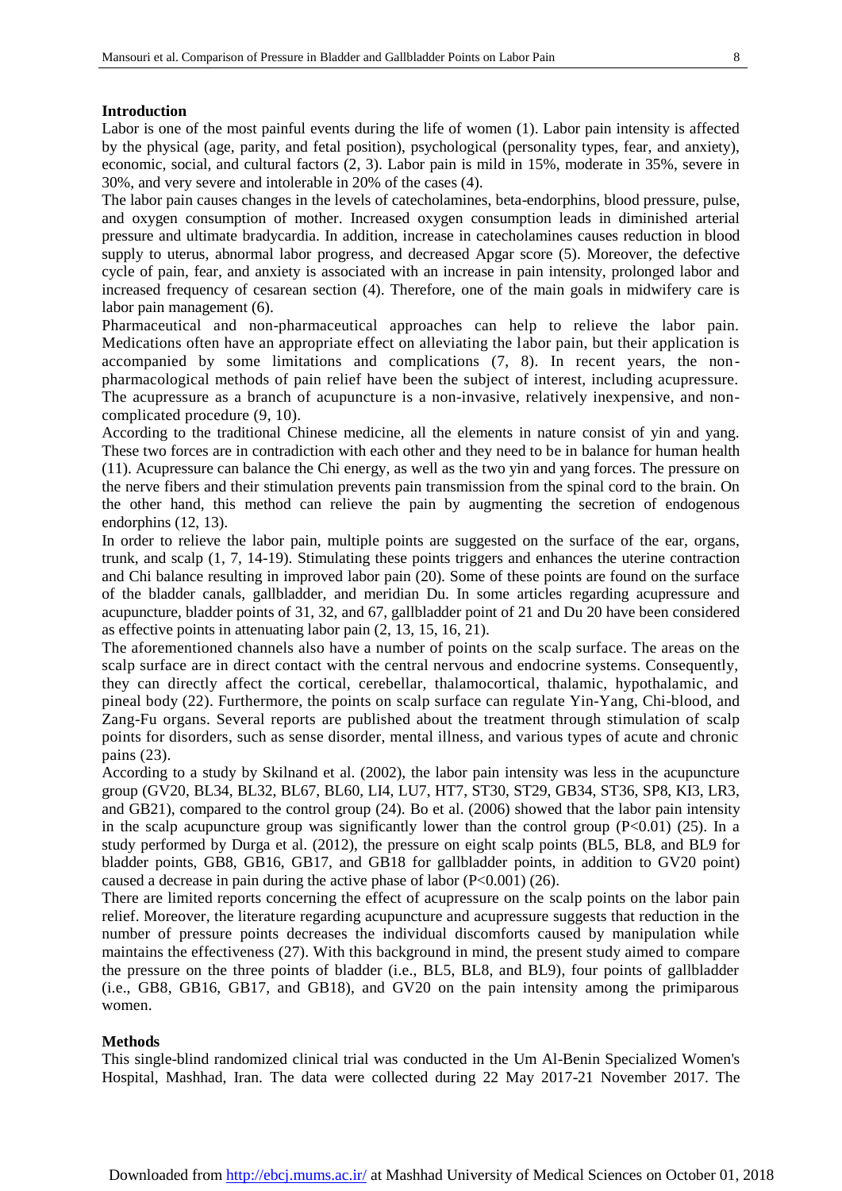## Introduction

Labor is one of the most painful events during the life of women (1). Labor pain intensity is affected by the physical (age, parity, and fetal position), psychological (personality types, fear, and anxiety), economic, social, and cultural factors (2, 3). Labor pain is mild in 15%, moderate in 35%, severe in 30%, and very severe and intolerable in 20% of the cases (4).

The labor pain causes changes in the levels of catecholamines, beta-endorphins, blood pressure, pulse, and oxygen consumption of mother. Increased oxygen consumption leads in diminished arterial pressure and ultimate bradycardia. In addition, increase in catecholamines causes reduction in blood supply to uterus, abnormal labor progress, and decreased Apgar score (5). Moreover, the defective cycle of pain, fear, and anxiety is associated with an increase in pain intensity, prolonged labor and increased frequency of cesarean section (4). Therefore, one of the main goals in midwifery care is labor pain management (6).

Pharmaceutical and non-pharmaceutical approaches can help to relieve the labor pain. Medications often have an appropriate effect on alleviating the labor pain, but their application is accompanied by some limitations and complications (7, 8). In recent years, the non-pharmacological methods of pain relief have been the subject of interest, including acupressure. The acupressure as a branch of acupuncture is a non-invasive, relatively inexpensive, and non-complicated procedure (9, 10).

According to the traditional Chinese medicine, all the elements in nature consist of yin and yang. These two forces are in contradiction with each other and they need to be in balance for human health (11). Acupressure can balance the Chi energy, as well as the two yin and yang forces. The pressure on the nerve fibers and their stimulation prevents pain transmission from the spinal cord to the brain. On the other hand, this method can relieve the pain by augmenting the secretion of endogenous endorphins (12, 13).

In order to relieve the labor pain, multiple points are suggested on the surface of the ear, organs, trunk, and scalp (1, 7, 14-19). Stimulating these points triggers and enhances the uterine contraction and Chi balance resulting in improved labor pain (20). Some of these points are found on the surface of the bladder canals, gallbladder, and meridian Du. In some articles regarding acupressure and acupuncture, bladder points of 31, 32, and 67, gallbladder point of 21 and Du 20 have been considered as effective points in attenuating labor pain (2, 13, 15, 16, 21).

The aforementioned channels also have a number of points on the scalp surface. The areas on the scalp surface are in direct contact with the central nervous and endocrine systems. Consequently, they can directly affect the cortical, cerebellar, thalamocortical, thalamic, hypothalamic, and pineal body (22). Furthermore, the points on scalp surface can regulate Yin-Yang, Chi-blood, and Zang-Fu organs. Several reports are published about the treatment through stimulation of scalp points for disorders, such as sense disorder, mental illness, and various types of acute and chronic pains (23).

According to a study by Skilnand et al. (2002), the labor pain intensity was less in the acupuncture group (GV20, BL34, BL32, BL67, BL60, LI4, LU7, HT7, ST30, ST29, GB34, ST36, SP8, KI3, LR3, and GB21), compared to the control group (24). Bo et al. (2006) showed that the labor pain intensity in the scalp acupuncture group was significantly lower than the control group ($P<0.01$) (25). In a study performed by Durga et al. (2012), the pressure on eight scalp points (BL5, BL8, and BL9 for bladder points, GB8, GB16, GB17, and GB18 for gallbladder points, in addition to GV20 point) caused a decrease in pain during the active phase of labor ($P<0.001$) (26).

There are limited reports concerning the effect of acupressure on the scalp points on the labor pain relief. Moreover, the literature regarding acupuncture and acupressure suggests that reduction in the number of pressure points decreases the individual discomforts caused by manipulation while maintains the effectiveness (27). With this background in mind, the present study aimed to compare the pressure on the three points of bladder (i.e., BL5, BL8, and BL9), four points of gallbladder (i.e., GB8, GB16, GB17, and GB18), and GV20 on the pain intensity among the primiparous women.

## Methods

This single-blind randomized clinical trial was conducted in the Um Al-Benin Specialized Women's Hospital, Mashhad, Iran. The data were collected during 22 May 2017-21 November 2017. The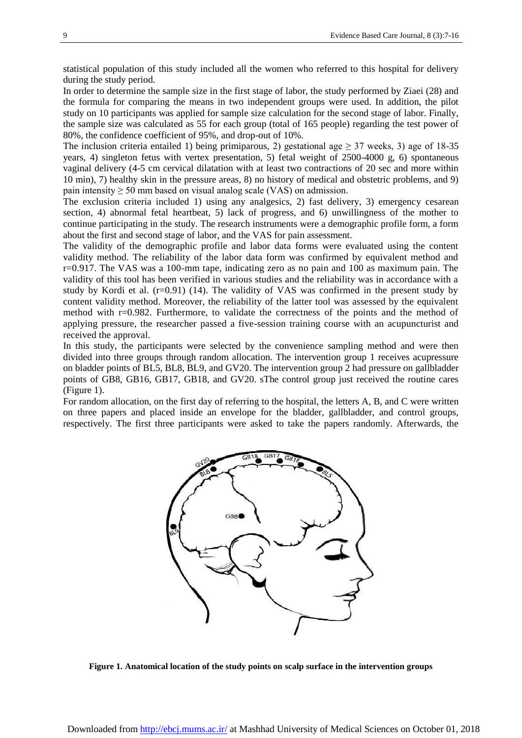statistical population of this study included all the women who referred to this hospital for delivery during the study period.

In order to determine the sample size in the first stage of labor, the study performed by Ziaei (28) and the formula for comparing the means in two independent groups were used. In addition, the pilot study on 10 participants was applied for sample size calculation for the second stage of labor. Finally, the sample size was calculated as 55 for each group (total of 165 people) regarding the test power of 80%, the confidence coefficient of 95%, and drop-out of 10%.

The inclusion criteria entailed 1) being primiparous, 2) gestational age ≥ 37 weeks, 3) age of 18-35 years, 4) singleton fetus with vertex presentation, 5) fetal weight of 2500-4000 g, 6) spontaneous vaginal delivery (4-5 cm cervical dilatation with at least two contractions of 20 sec and more within 10 min), 7) healthy skin in the pressure areas, 8) no history of medical and obstetric problems, and 9) pain intensity ≥ 50 mm based on visual analog scale (VAS) on admission.

The exclusion criteria included 1) using any analgesics, 2) fast delivery, 3) emergency cesarean section, 4) abnormal fetal heartbeat, 5) lack of progress, and 6) unwillingness of the mother to continue participating in the study. The research instruments were a demographic profile form, a form about the first and second stage of labor, and the VAS for pain assessment.

The validity of the demographic profile and labor data forms were evaluated using the content validity method. The reliability of the labor data form was confirmed by equivalent method and r=0.917. The VAS was a 100-mm tape, indicating zero as no pain and 100 as maximum pain. The validity of this tool has been verified in various studies and the reliability was in accordance with a study by Kordi et al. (r=0.91) (14). The validity of VAS was confirmed in the present study by content validity method. Moreover, the reliability of the latter tool was assessed by the equivalent method with r=0.982. Furthermore, to validate the correctness of the points and the method of applying pressure, the researcher passed a five-session training course with an acupuncturist and received the approval.

In this study, the participants were selected by the convenience sampling method and were then divided into three groups through random allocation. The intervention group 1 receives acupressure on bladder points of BL5, BL8, BL9, and GV20. The intervention group 2 had pressure on gallbladder points of GB8, GB16, GB17, GB18, and GV20. sThe control group just received the routine cares (Figure 1).

For random allocation, on the first day of referring to the hospital, the letters A, B, and C were written on three papers and placed inside an envelope for the bladder, gallbladder, and control groups, respectively. The first three participants were asked to take the papers randomly. Afterwards, the

**Figure 1. Anatomical location of the study points on scalp surface in the intervention groups**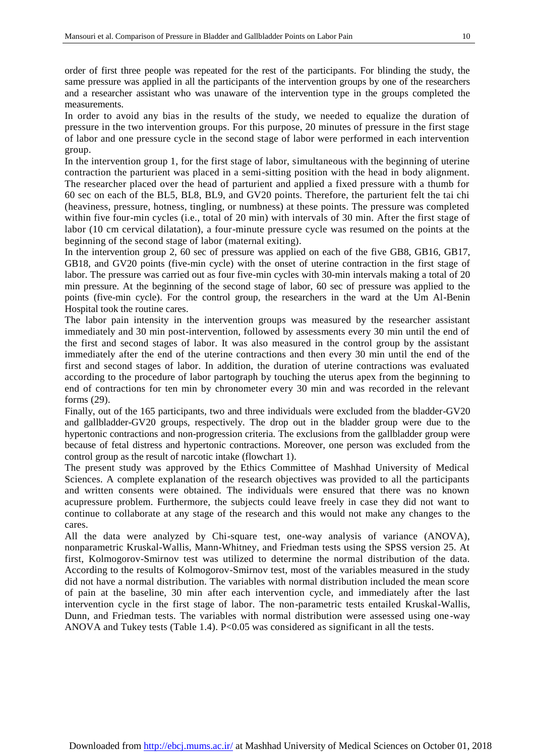order of first three people was repeated for the rest of the participants. For blinding the study, the same pressure was applied in all the participants of the intervention groups by one of the researchers and a researcher assistant who was unaware of the intervention type in the groups completed the measurements.

In order to avoid any bias in the results of the study, we needed to equalize the duration of pressure in the two intervention groups. For this purpose, 20 minutes of pressure in the first stage of labor and one pressure cycle in the second stage of labor were performed in each intervention group.

In the intervention group 1, for the first stage of labor, simultaneous with the beginning of uterine contraction the parturient was placed in a semi-sitting position with the head in body alignment. The researcher placed over the head of parturient and applied a fixed pressure with a thumb for 60 sec on each of the BL5, BL8, BL9, and GV20 points. Therefore, the parturient felt the tai chi (heaviness, pressure, hotness, tingling, or numbness) at these points. The pressure was completed within five four-min cycles (i.e., total of 20 min) with intervals of 30 min. After the first stage of labor (10 cm cervical dilatation), a four-minute pressure cycle was resumed on the points at the beginning of the second stage of labor (maternal exiting).

In the intervention group 2, 60 sec of pressure was applied on each of the five GB8, GB16, GB17, GB18, and GV20 points (five-min cycle) with the onset of uterine contraction in the first stage of labor. The pressure was carried out as four five-min cycles with 30-min intervals making a total of 20 min pressure. At the beginning of the second stage of labor, 60 sec of pressure was applied to the points (five-min cycle). For the control group, the researchers in the ward at the Um Al-Benin Hospital took the routine cares.

The labor pain intensity in the intervention groups was measured by the researcher assistant immediately and 30 min post-intervention, followed by assessments every 30 min until the end of the first and second stages of labor. It was also measured in the control group by the assistant immediately after the end of the uterine contractions and then every 30 min until the end of the first and second stages of labor. In addition, the duration of uterine contractions was evaluated according to the procedure of labor partograph by touching the uterus apex from the beginning to end of contractions for ten min by chronometer every 30 min and was recorded in the relevant forms (29).

Finally, out of the 165 participants, two and three individuals were excluded from the bladder-GV20 and gallbladder-GV20 groups, respectively. The drop out in the bladder group were due to the hypertonic contractions and non-progression criteria. The exclusions from the gallbladder group were because of fetal distress and hypertonic contractions. Moreover, one person was excluded from the control group as the result of narcotic intake (flowchart 1).

The present study was approved by the Ethics Committee of Mashhad University of Medical Sciences. A complete explanation of the research objectives was provided to all the participants and written consents were obtained. The individuals were ensured that there was no known acupressure problem. Furthermore, the subjects could leave freely in case they did not want to continue to collaborate at any stage of the research and this would not make any changes to the cares.

All the data were analyzed by Chi-square test, one-way analysis of variance (ANOVA), nonparametric Kruskal-Wallis, Mann-Whitney, and Friedman tests using the SPSS version 25. At first, Kolmogorov-Smirnov test was utilized to determine the normal distribution of the data. According to the results of Kolmogorov-Smirnov test, most of the variables measured in the study did not have a normal distribution. The variables with normal distribution included the mean score of pain at the baseline, 30 min after each intervention cycle, and immediately after the last intervention cycle in the first stage of labor. The non-parametric tests entailed Kruskal-Wallis, Dunn, and Friedman tests. The variables with normal distribution were assessed using one-way ANOVA and Tukey tests (Table 1.4). $P<0.05$ was considered as significant in all the tests.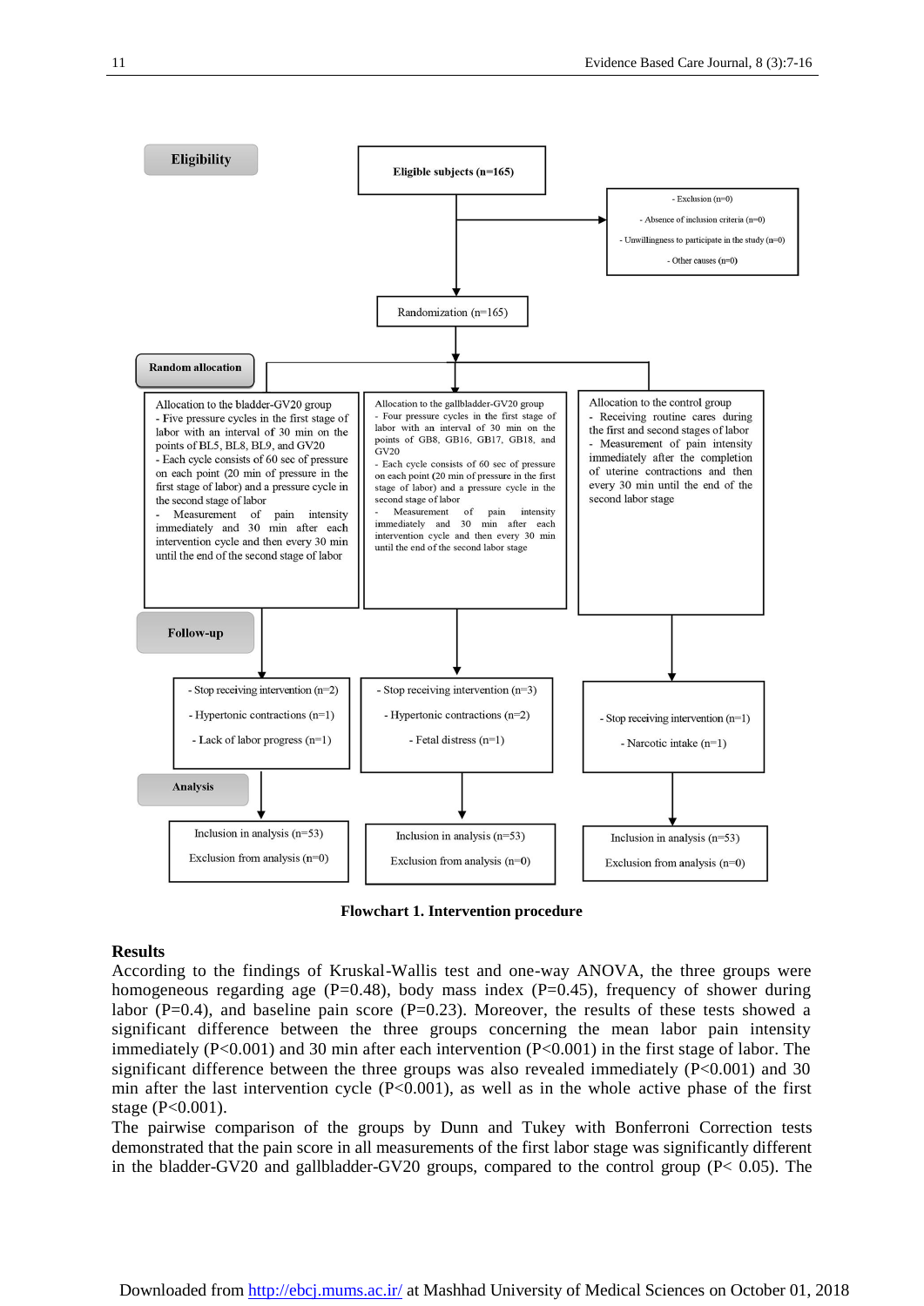**Eligibility**

**Eligible subjects (n=165)**

- Exclusion (n=0)
- Absence of inclusion criteria (n=0)
- Unwillingness to participate in the study (n=0)
- Other causes (n=0)

Randomization (n=165)

**Random allocation**

Allocation to the bladder-GV20 group
- Five pressure cycles in the first stage of labor with an interval of 30 min on the points of BL5, BL8, BL9, and GV20
- Each cycle consists of 60 sec of pressure on each point (20 min of pressure in the first stage of labor) and a pressure cycle in the second stage of labor
- Measurement of pain intensity immediately and 30 min after each intervention cycle and then every 30 min until the end of the second stage of labor

Allocation to the gallbladder-GV20 group
- Four pressure cycles in the first stage of labor with an interval of 30 min on the points of GB8, GB16, GB17, GB18, and GV20
- Each cycle consists of 60 sec of pressure on each point (20 min of pressure in the first stage of labor) and a pressure cycle in the second stage of labor
- Measurement of pain intensity immediately and 30 min after each intervention cycle and then every 30 min until the end of the second labor stage

Allocation to the control group
- Receiving routine cares during the first and second stages of labor
- Measurement of pain intensity immediately after the completion of uterine contractions and then every 30 min until the end of the second labor stage

**Follow-up**

- Stop receiving intervention (n=2)
- Hypertonic contractions (n=1)
- Lack of labor progress (n=1)

- Stop receiving intervention (n=3)
- Hypertonic contractions (n=2)
- Fetal distress (n=1)

- Stop receiving intervention (n=1)
- Narcotic intake (n=1)

**Analysis**

Inclusion in analysis (n=53)
Exclusion from analysis (n=0)

Inclusion in analysis (n=53)
Exclusion from analysis (n=0)

Inclusion in analysis (n=53)
Exclusion from analysis (n=0)

**Flowchart 1. Intervention procedure**

## Results

According to the findings of Kruskal-Wallis test and one-way ANOVA, the three groups were homogeneous regarding age (P=0.48), body mass index (P=0.45), frequency of shower during labor (P=0.4), and baseline pain score (P=0.23). Moreover, the results of these tests showed a significant difference between the three groups concerning the mean labor pain intensity immediately (P<0.001) and 30 min after each intervention (P<0.001) in the first stage of labor. The significant difference between the three groups was also revealed immediately (P<0.001) and 30 min after the last intervention cycle (P<0.001), as well as in the whole active phase of the first stage (P<0.001).

The pairwise comparison of the groups by Dunn and Tukey with Bonferroni Correction tests demonstrated that the pain score in all measurements of the first labor stage was significantly different in the bladder-GV20 and gallbladder-GV20 groups, compared to the control group (P< 0.05). The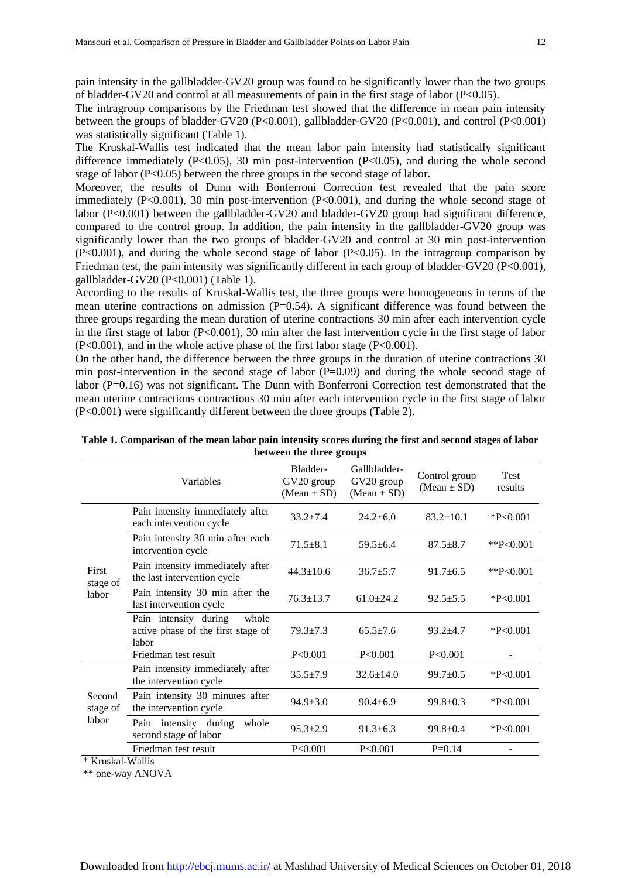pain intensity in the gallbladder-GV20 group was found to be significantly lower than the two groups of bladder-GV20 and control at all measurements of pain in the first stage of labor ($P<0.05$).

The intragroup comparisons by the Friedman test showed that the difference in mean pain intensity between the groups of bladder-GV20 ($P<0.001$), gallbladder-GV20 ($P<0.001$), and control ($P<0.001$) was statistically significant (Table 1).

The Kruskal-Wallis test indicated that the mean labor pain intensity had statistically significant difference immediately ($P<0.05$), 30 min post-intervention ($P<0.05$), and during the whole second stage of labor ($P<0.05$) between the three groups in the second stage of labor.

Moreover, the results of Dunn with Bonferroni Correction test revealed that the pain score immediately ($P<0.001$), 30 min post-intervention ($P<0.001$), and during the whole second stage of labor ($P<0.001$) between the gallbladder-GV20 and bladder-GV20 group had significant difference, compared to the control group. In addition, the pain intensity in the gallbladder-GV20 group was significantly lower than the two groups of bladder-GV20 and control at 30 min post-intervention ($P<0.001$), and during the whole second stage of labor ($P<0.05$). In the intragroup comparison by Friedman test, the pain intensity was significantly different in each group of bladder-GV20 ($P<0.001$), gallbladder-GV20 ($P<0.001$) (Table 1).

According to the results of Kruskal-Wallis test, the three groups were homogeneous in terms of the mean uterine contractions on admission ($P=0.54$). A significant difference was found between the three groups regarding the mean duration of uterine contractions 30 min after each intervention cycle in the first stage of labor ($P<0.001$), 30 min after the last intervention cycle in the first stage of labor ($P<0.001$), and in the whole active phase of the first labor stage ($P<0.001$).

On the other hand, the difference between the three groups in the duration of uterine contractions 30 min post-intervention in the second stage of labor ($P=0.09$) and during the whole second stage of labor ($P=0.16$) was not significant. The Dunn with Bonferroni Correction test demonstrated that the mean uterine contractions contractions 30 min after each intervention cycle in the first stage of labor ($P<0.001$) were significantly different between the three groups (Table 2).

**Table 1. Comparison of the mean labor pain intensity scores during the first and second stages of labor between the three groups**

| | Variables | Bladder-GV20 group (Mean ± SD) | Gallbladder-GV20 group (Mean ± SD) | Control group (Mean ± SD) | Test results |
|---|---|---|---|---|---|
| First stage of labor | Pain intensity immediately after each intervention cycle | 33.2±7.4 | 24.2±6.0 | 83.2±10.1 | *P<0.001 |
| | Pain intensity 30 min after each intervention cycle | 71.5±8.1 | 59.5±6.4 | 87.5±8.7 | **P<0.001 |
| | Pain intensity immediately after the last intervention cycle | 44.3±10.6 | 36.7±5.7 | 91.7±6.5 | **P<0.001 |
| | Pain intensity 30 min after the last intervention cycle | 76.3±13.7 | 61.0±24.2 | 92.5±5.5 | *P<0.001 |
| | Pain intensity during whole active phase of the first stage of labor | 79.3±7.3 | 65.5±7.6 | 93.2±4.7 | *P<0.001 |
| | Friedman test result | P<0.001 | P<0.001 | P<0.001 | - |
| Second stage of labor | Pain intensity immediately after the intervention cycle | 35.5±7.9 | 32.6±14.0 | 99.7±0.5 | *P<0.001 |
| | Pain intensity 30 minutes after the intervention cycle | 94.9±3.0 | 90.4±6.9 | 99.8±0.3 | *P<0.001 |
| | Pain intensity during whole second stage of labor | 95.3±2.9 | 91.3±6.3 | 99.8±0.4 | *P<0.001 |
| | Friedman test result | P<0.001 | P<0.001 | P=0.14 | - |

\* Kruskal-Wallis

** one-way ANOVA

Downloaded from http://ebcj.mums.ac.ir/ at Mashhad University of Medical Sciences on October 01, 2018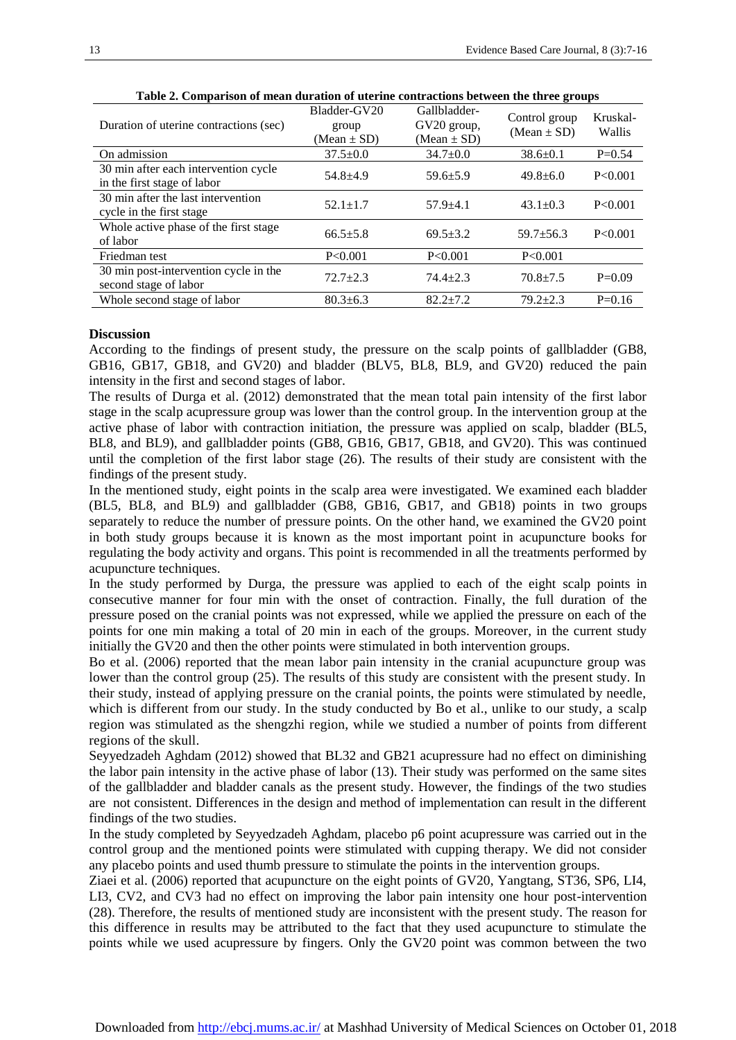**Table 2. Comparison of mean duration of uterine contractions between the three groups**

| Duration of uterine contractions (sec) | Bladder-GV20 group (Mean ± SD) | Gallbladder-GV20 group, (Mean ± SD) | Control group (Mean ± SD) | Kruskal-Wallis |
|---|---|---|---|---|
| On admission | 37.5±0.0 | 34.7±0.0 | 38.6±0.1 | P=0.54 |
| 30 min after each intervention cycle in the first stage of labor | 54.8±4.9 | 59.6±5.9 | 49.8±6.0 | P<0.001 |
| 30 min after the last intervention cycle in the first stage | 52.1±1.7 | 57.9±4.1 | 43.1±0.3 | P<0.001 |
| Whole active phase of the first stage of labor | 66.5±5.8 | 69.5±3.2 | 59.7±56.3 | P<0.001 |
| Friedman test | P<0.001 | P<0.001 | P<0.001 | |
| 30 min post-intervention cycle in the second stage of labor | 72.7±2.3 | 74.4±2.3 | 70.8±7.5 | P=0.09 |
| Whole second stage of labor | 80.3±6.3 | 82.2±7.2 | 79.2±2.3 | P=0.16 |

## Discussion

According to the findings of present study, the pressure on the scalp points of gallbladder (GB8, GB16, GB17, GB18, and GV20) and bladder (BLV5, BL8, BL9, and GV20) reduced the pain intensity in the first and second stages of labor.

The results of Durga et al. (2012) demonstrated that the mean total pain intensity of the first labor stage in the scalp acupressure group was lower than the control group. In the intervention group at the active phase of labor with contraction initiation, the pressure was applied on scalp, bladder (BL5, BL8, and BL9), and gallbladder points (GB8, GB16, GB17, GB18, and GV20). This was continued until the completion of the first labor stage (26). The results of their study are consistent with the findings of the present study.

In the mentioned study, eight points in the scalp area were investigated. We examined each bladder (BL5, BL8, and BL9) and gallbladder (GB8, GB16, GB17, and GB18) points in two groups separately to reduce the number of pressure points. On the other hand, we examined the GV20 point in both study groups because it is known as the most important point in acupuncture books for regulating the body activity and organs. This point is recommended in all the treatments performed by acupuncture techniques.

In the study performed by Durga, the pressure was applied to each of the eight scalp points in consecutive manner for four min with the onset of contraction. Finally, the full duration of the pressure posed on the cranial points was not expressed, while we applied the pressure on each of the points for one min making a total of 20 min in each of the groups. Moreover, in the current study initially the GV20 and then the other points were stimulated in both intervention groups.

Bo et al. (2006) reported that the mean labor pain intensity in the cranial acupuncture group was lower than the control group (25). The results of this study are consistent with the present study. In their study, instead of applying pressure on the cranial points, the points were stimulated by needle, which is different from our study. In the study conducted by Bo et al., unlike to our study, a scalp region was stimulated as the shengzhi region, while we studied a number of points from different regions of the skull.

Seyyedzadeh Aghdam (2012) showed that BL32 and GB21 acupressure had no effect on diminishing the labor pain intensity in the active phase of labor (13). Their study was performed on the same sites of the gallbladder and bladder canals as the present study. However, the findings of the two studies are not consistent. Differences in the design and method of implementation can result in the different findings of the two studies.

In the study completed by Seyyedzadeh Aghdam, placebo p6 point acupressure was carried out in the control group and the mentioned points were stimulated with cupping therapy. We did not consider any placebo points and used thumb pressure to stimulate the points in the intervention groups.

Ziaei et al. (2006) reported that acupuncture on the eight points of GV20, Yangtang, ST36, SP6, LI4, LI3, CV2, and CV3 had no effect on improving the labor pain intensity one hour post-intervention (28). Therefore, the results of mentioned study are inconsistent with the present study. The reason for this difference in results may be attributed to the fact that they used acupuncture to stimulate the points while we used acupressure by fingers. Only the GV20 point was common between the two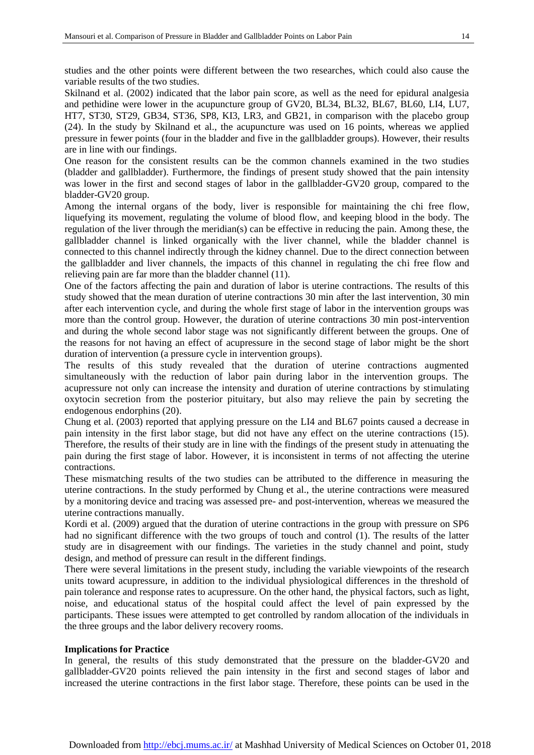studies and the other points were different between the two researches, which could also cause the variable results of the two studies.

Skilnand et al. (2002) indicated that the labor pain score, as well as the need for epidural analgesia and pethidine were lower in the acupuncture group of GV20, BL34, BL32, BL67, BL60, LI4, LU7, HT7, ST30, ST29, GB34, ST36, SP8, KI3, LR3, and GB21, in comparison with the placebo group (24). In the study by Skilnand et al., the acupuncture was used on 16 points, whereas we applied pressure in fewer points (four in the bladder and five in the gallbladder groups). However, their results are in line with our findings.

One reason for the consistent results can be the common channels examined in the two studies (bladder and gallbladder). Furthermore, the findings of present study showed that the pain intensity was lower in the first and second stages of labor in the gallbladder-GV20 group, compared to the bladder-GV20 group.

Among the internal organs of the body, liver is responsible for maintaining the chi free flow, liquefying its movement, regulating the volume of blood flow, and keeping blood in the body. The regulation of the liver through the meridian(s) can be effective in reducing the pain. Among these, the gallbladder channel is linked organically with the liver channel, while the bladder channel is connected to this channel indirectly through the kidney channel. Due to the direct connection between the gallbladder and liver channels, the impacts of this channel in regulating the chi free flow and relieving pain are far more than the bladder channel (11).

One of the factors affecting the pain and duration of labor is uterine contractions. The results of this study showed that the mean duration of uterine contractions 30 min after the last intervention, 30 min after each intervention cycle, and during the whole first stage of labor in the intervention groups was more than the control group. However, the duration of uterine contractions 30 min post-intervention and during the whole second labor stage was not significantly different between the groups. One of the reasons for not having an effect of acupressure in the second stage of labor might be the short duration of intervention (a pressure cycle in intervention groups).

The results of this study revealed that the duration of uterine contractions augmented simultaneously with the reduction of labor pain during labor in the intervention groups. The acupressure not only can increase the intensity and duration of uterine contractions by stimulating oxytocin secretion from the posterior pituitary, but also may relieve the pain by secreting the endogenous endorphins (20).

Chung et al. (2003) reported that applying pressure on the LI4 and BL67 points caused a decrease in pain intensity in the first labor stage, but did not have any effect on the uterine contractions (15). Therefore, the results of their study are in line with the findings of the present study in attenuating the pain during the first stage of labor. However, it is inconsistent in terms of not affecting the uterine contractions.

These mismatching results of the two studies can be attributed to the difference in measuring the uterine contractions. In the study performed by Chung et al., the uterine contractions were measured by a monitoring device and tracing was assessed pre- and post-intervention, whereas we measured the uterine contractions manually.

Kordi et al. (2009) argued that the duration of uterine contractions in the group with pressure on SP6 had no significant difference with the two groups of touch and control (1). The results of the latter study are in disagreement with our findings. The varieties in the study channel and point, study design, and method of pressure can result in the different findings.

There were several limitations in the present study, including the variable viewpoints of the research units toward acupressure, in addition to the individual physiological differences in the threshold of pain tolerance and response rates to acupressure. On the other hand, the physical factors, such as light, noise, and educational status of the hospital could affect the level of pain expressed by the participants. These issues were attempted to get controlled by random allocation of the individuals in the three groups and the labor delivery recovery rooms.

**Implications for Practice**

In general, the results of this study demonstrated that the pressure on the bladder-GV20 and gallbladder-GV20 points relieved the pain intensity in the first and second stages of labor and increased the uterine contractions in the first labor stage. Therefore, these points can be used in the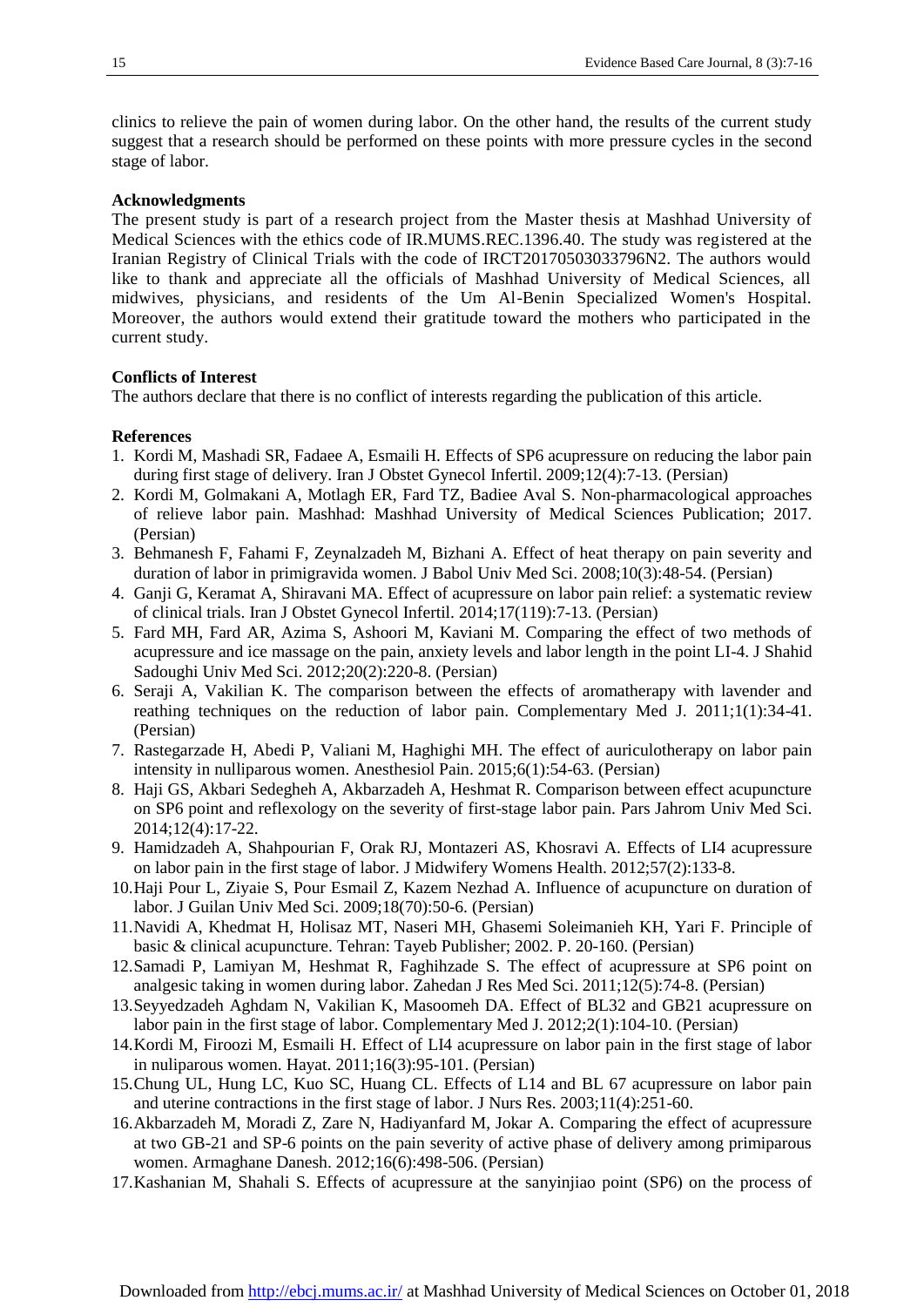clinics to relieve the pain of women during labor. On the other hand, the results of the current study suggest that a research should be performed on these points with more pressure cycles in the second stage of labor.

**Acknowledgments**

The present study is part of a research project from the Master thesis at Mashhad University of Medical Sciences with the ethics code of IR.MUMS.REC.1396.40. The study was registered at the Iranian Registry of Clinical Trials with the code of IRCT20170503033796N2. The authors would like to thank and appreciate all the officials of Mashhad University of Medical Sciences, all midwives, physicians, and residents of the Um Al-Benin Specialized Women's Hospital. Moreover, the authors would extend their gratitude toward the mothers who participated in the current study.

**Conflicts of Interest**

The authors declare that there is no conflict of interests regarding the publication of this article.

**References**

1. Kordi M, Mashadi SR, Fadaee A, Esmaili H. Effects of SP6 acupressure on reducing the labor pain during first stage of delivery. Iran J Obstet Gynecol Infertil. 2009;12(4):7-13. (Persian)
2. Kordi M, Golmakani A, Motlagh ER, Fard TZ, Badiee Aval S. Non-pharmacological approaches of relieve labor pain. Mashhad: Mashhad University of Medical Sciences Publication; 2017. (Persian)
3. Behmanesh F, Fahami F, Zeynalzadeh M, Bizhani A. Effect of heat therapy on pain severity and duration of labor in primigravida women. J Babol Univ Med Sci. 2008;10(3):48-54. (Persian)
4. Ganji G, Keramat A, Shiravani MA. Effect of acupressure on labor pain relief: a systematic review of clinical trials. Iran J Obstet Gynecol Infertil. 2014;17(119):7-13. (Persian)
5. Fard MH, Fard AR, Azima S, Ashoori M, Kaviani M. Comparing the effect of two methods of acupressure and ice massage on the pain, anxiety levels and labor length in the point LI-4. J Shahid Sadoughi Univ Med Sci. 2012;20(2):220-8. (Persian)
6. Seraji A, Vakilian K. The comparison between the effects of aromatherapy with lavender and reathing techniques on the reduction of labor pain. Complementary Med J. 2011;1(1):34-41. (Persian)
7. Rastegarzade H, Abedi P, Valiani M, Haghighi MH. The effect of auriculotherapy on labor pain intensity in nulliparous women. Anesthesiol Pain. 2015;6(1):54-63. (Persian)
8. Haji GS, Akbari Sedegheh A, Akbarzadeh A, Heshmat R. Comparison between effect acupuncture on SP6 point and reflexology on the severity of first-stage labor pain. Pars Jahrom Univ Med Sci. 2014;12(4):17-22.
9. Hamidzadeh A, Shahpourian F, Orak RJ, Montazeri AS, Khosravi A. Effects of LI4 acupressure on labor pain in the first stage of labor. J Midwifery Womens Health. 2012;57(2):133-8.
10. Haji Pour L, Ziyaie S, Pour Esmail Z, Kazem Nezhad A. Influence of acupuncture on duration of labor. J Guilan Univ Med Sci. 2009;18(70):50-6. (Persian)
11. Navidi A, Khedmat H, Holisaz MT, Naseri MH, Ghasemi Soleimanieh KH, Yari F. Principle of basic & clinical acupuncture. Tehran: Tayeb Publisher; 2002. P. 20-160. (Persian)
12. Samadi P, Lamiyan M, Heshmat R, Faghihzade S. The effect of acupressure at SP6 point on analgesic taking in women during labor. Zahedan J Res Med Sci. 2011;12(5):74-8. (Persian)
13. Seyyedzadeh Aghdam N, Vakilian K, Masoomeh DA. Effect of BL32 and GB21 acupressure on labor pain in the first stage of labor. Complementary Med J. 2012;2(1):104-10. (Persian)
14. Kordi M, Firoozi M, Esmaili H. Effect of LI4 acupressure on labor pain in the first stage of labor in nuliparous women. Hayat. 2011;16(3):95-101. (Persian)
15. Chung UL, Hung LC, Kuo SC, Huang CL. Effects of L14 and BL 67 acupressure on labor pain and uterine contractions in the first stage of labor. J Nurs Res. 2003;11(4):251-60.
16. Akbarzadeh M, Moradi Z, Zare N, Hadiyanfard M, Jokar A. Comparing the effect of acupressure at two GB-21 and SP-6 points on the pain severity of active phase of delivery among primiparous women. Armaghane Danesh. 2012;16(6):498-506. (Persian)
17. Kashanian M, Shahali S. Effects of acupressure at the sanyinjiao point (SP6) on the process of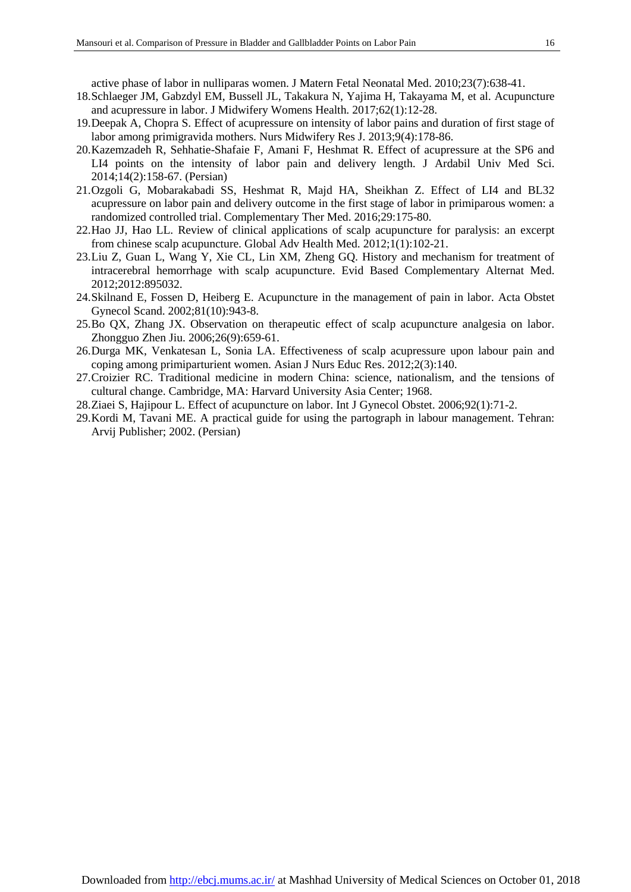active phase of labor in nulliparas women. J Matern Fetal Neonatal Med. 2010;23(7):638-41.

18. Schlaeger JM, Gabzdyl EM, Bussell JL, Takakura N, Yajima H, Takayama M, et al. Acupuncture and acupressure in labor. J Midwifery Womens Health. 2017;62(1):12-28.
19. Deepak A, Chopra S. Effect of acupressure on intensity of labor pains and duration of first stage of labor among primigravida mothers. Nurs Midwifery Res J. 2013;9(4):178-86.
20. Kazemzadeh R, Sehhatie-Shafaie F, Amani F, Heshmat R. Effect of acupressure at the SP6 and LI4 points on the intensity of labor pain and delivery length. J Ardabil Univ Med Sci. 2014;14(2):158-67. (Persian)
21. Ozgoli G, Mobarakabadi SS, Heshmat R, Majd HA, Sheikhan Z. Effect of LI4 and BL32 acupressure on labor pain and delivery outcome in the first stage of labor in primiparous women: a randomized controlled trial. Complementary Ther Med. 2016;29:175-80.
22. Hao JJ, Hao LL. Review of clinical applications of scalp acupuncture for paralysis: an excerpt from chinese scalp acupuncture. Global Adv Health Med. 2012;1(1):102-21.
23. Liu Z, Guan L, Wang Y, Xie CL, Lin XM, Zheng GQ. History and mechanism for treatment of intracerebral hemorrhage with scalp acupuncture. Evid Based Complementary Alternat Med. 2012;2012:895032.
24. Skilnand E, Fossen D, Heiberg E. Acupuncture in the management of pain in labor. Acta Obstet Gynecol Scand. 2002;81(10):943-8.
25. Bo QX, Zhang JX. Observation on therapeutic effect of scalp acupuncture analgesia on labor. Zhongguo Zhen Jiu. 2006;26(9):659-61.
26. Durga MK, Venkatesan L, Sonia LA. Effectiveness of scalp acupressure upon labour pain and coping among primiparturient women. Asian J Nurs Educ Res. 2012;2(3):140.
27. Croizier RC. Traditional medicine in modern China: science, nationalism, and the tensions of cultural change. Cambridge, MA: Harvard University Asia Center; 1968.
28. Ziaei S, Hajipour L. Effect of acupuncture on labor. Int J Gynecol Obstet. 2006;92(1):71-2.
29. Kordi M, Tavani ME. A practical guide for using the partograph in labour management. Tehran: Arvij Publisher; 2002. (Persian)